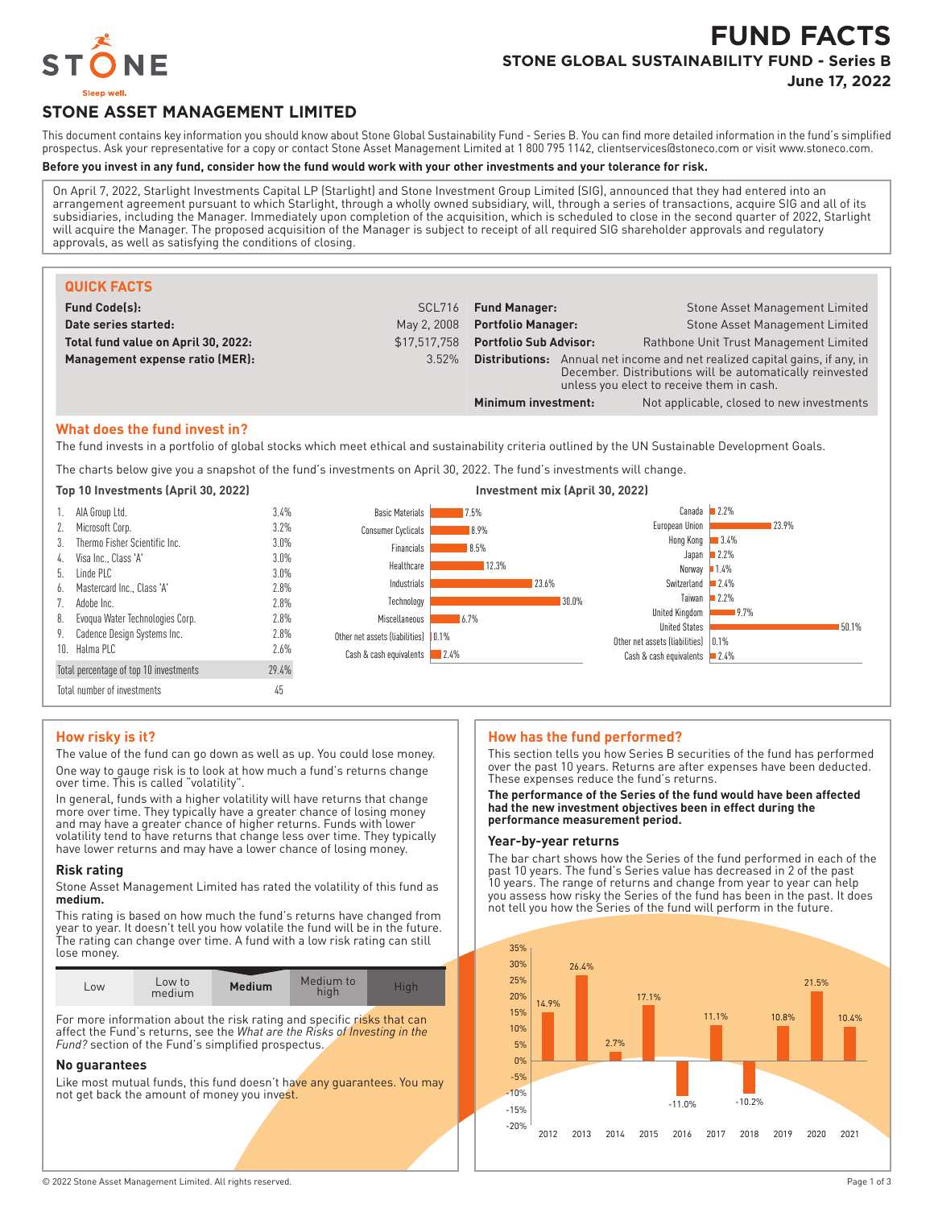# FUND FACTS

## STONE GLOBAL SUSTAINABILITY FUND - Series B

**June 17, 2022**

STONE — Sleep well.

## STONE ASSET MANAGEMENT LIMITED

This document contains key information you should know about Stone Global Sustainability Fund - Series B. You can find more detailed information in the fund's simplified prospectus. Ask your representative for a copy or contact Stone Asset Management Limited at 1 800 795 1142, clientservices@stoneco.com or visit www.stoneco.com.

**Before you invest in any fund, consider how the fund would work with your other investments and your tolerance for risk.**

On April 7, 2022, Starlight Investments Capital LP (Starlight) and Stone Investment Group Limited (SIG), announced that they had entered into an arrangement agreement pursuant to which Starlight, through a wholly owned subsidiary, will, through a series of transactions, acquire SIG and all of its subsidiaries, including the Manager. Immediately upon completion of the acquisition, which is scheduled to close in the second quarter of 2022, Starlight will acquire the Manager. The proposed acquisition of the Manager is subject to receipt of all required SIG shareholder approvals and regulatory approvals, as well as satisfying the conditions of closing.

### QUICK FACTS

| | | | |
|---|---|---|---|
| **Fund Code(s):** | SCL716 | **Fund Manager:** | Stone Asset Management Limited |
| **Date series started:** | May 2, 2008 | **Portfolio Manager:** | Stone Asset Management Limited |
| **Total fund value on April 30, 2022:** | $17,517,758 | **Portfolio Sub Advisor:** | Rathbone Unit Trust Management Limited |
| **Management expense ratio (MER):** | 3.52% | **Distributions:** | Annual net income and net realized capital gains, if any, in December. Distributions will be automatically reinvested unless you elect to receive them in cash. |
| | | **Minimum investment:** | Not applicable, closed to new investments |

### What does the fund invest in?

The fund invests in a portfolio of global stocks which meet ethical and sustainability criteria outlined by the UN Sustainable Development Goals.

The charts below give you a snapshot of the fund's investments on April 30, 2022. The fund's investments will change.

**Top 10 Investments (April 30, 2022)**

| | Investment | % |
|---|---|---|
| 1. | AIA Group Ltd. | 3.4% |
| 2. | Microsoft Corp. | 3.2% |
| 3. | Thermo Fisher Scientific Inc. | 3.0% |
| 4. | Visa Inc., Class 'A' | 3.0% |
| 5. | Linde PLC | 3.0% |
| 6. | Mastercard Inc., Class 'A' | 2.8% |
| 7. | Adobe Inc. | 2.8% |
| 8. | Evoqua Water Technologies Corp. | 2.8% |
| 9. | Cadence Design Systems Inc. | 2.8% |
| 10. | Halma PLC | 2.6% |
| | Total percentage of top 10 investments | 29.4% |
| | Total number of investments | 45 |

**Investment mix (April 30, 2022)**

| Sector | % |
|---|---|
| Basic Materials | 7.5% |
| Consumer Cyclicals | 8.9% |
| Financials | 8.5% |
| Healthcare | 12.3% |
| Industrials | 23.6% |
| Technology | 30.0% |
| Miscellaneous | 6.7% |
| Other net assets (liabilities) | 0.1% |
| Cash & cash equivalents | 2.4% |

| Country | % |
|---|---|
| Canada | 2.2% |
| European Union | 23.9% |
| Hong Kong | 3.4% |
| Japan | 2.2% |
| Norway | 1.4% |
| Switzerland | 2.4% |
| Taiwan | 2.2% |
| United Kingdom | 9.7% |
| United States | 50.1% |
| Other net assets (liabilities) | 0.1% |
| Cash & cash equivalents | 2.4% |

### How risky is it?

The value of the fund can go down as well as up. You could lose money.

One way to gauge risk is to look at how much a fund's returns change over time. This is called "volatility".

In general, funds with a higher volatility will have returns that change more over time. They typically have a greater chance of losing money and may have a greater chance of higher returns. Funds with lower volatility tend to have returns that change less over time. They typically have lower returns and may have a lower chance of losing money.

#### Risk rating

Stone Asset Management Limited has rated the volatility of this fund as **medium.**

This rating is based on how much the fund's returns have changed from year to year. It doesn't tell you how volatile the fund will be in the future. The rating can change over time. A fund with a low risk rating can still lose money.

| Low | Low to medium | **Medium** | Medium to high | High |
|---|---|---|---|---|

For more information about the risk rating and specific risks that can affect the Fund's returns, see the *What are the Risks of Investing in the Fund?* section of the Fund's simplified prospectus.

#### No guarantees

Like most mutual funds, this fund doesn't have any guarantees. You may not get back the amount of money you invest.

### How has the fund performed?

This section tells you how Series B securities of the fund has performed over the past 10 years. Returns are after expenses have been deducted. These expenses reduce the fund's returns.

**The performance of the Series of the fund would have been affected had the new investment objectives been in effect during the performance measurement period.**

#### Year-by-year returns

The bar chart shows how the Series of the fund performed in each of the past 10 years. The fund's Series value has decreased in 2 of the past 10 years. The range of returns and change from year to year can help you assess how risky the Series of the fund has been in the past. It does not tell you how the Series of the fund will perform in the future.

| Year | Return |
|---|---|
| 2012 | 14.9% |
| 2013 | 26.4% |
| 2014 | 2.7% |
| 2015 | 17.1% |
| 2016 | -11.0% |
| 2017 | 11.1% |
| 2018 | -10.2% |
| 2019 | 10.8% |
| 2020 | 21.5% |
| 2021 | 10.4% |

© 2022 Stone Asset Management Limited. All rights reserved.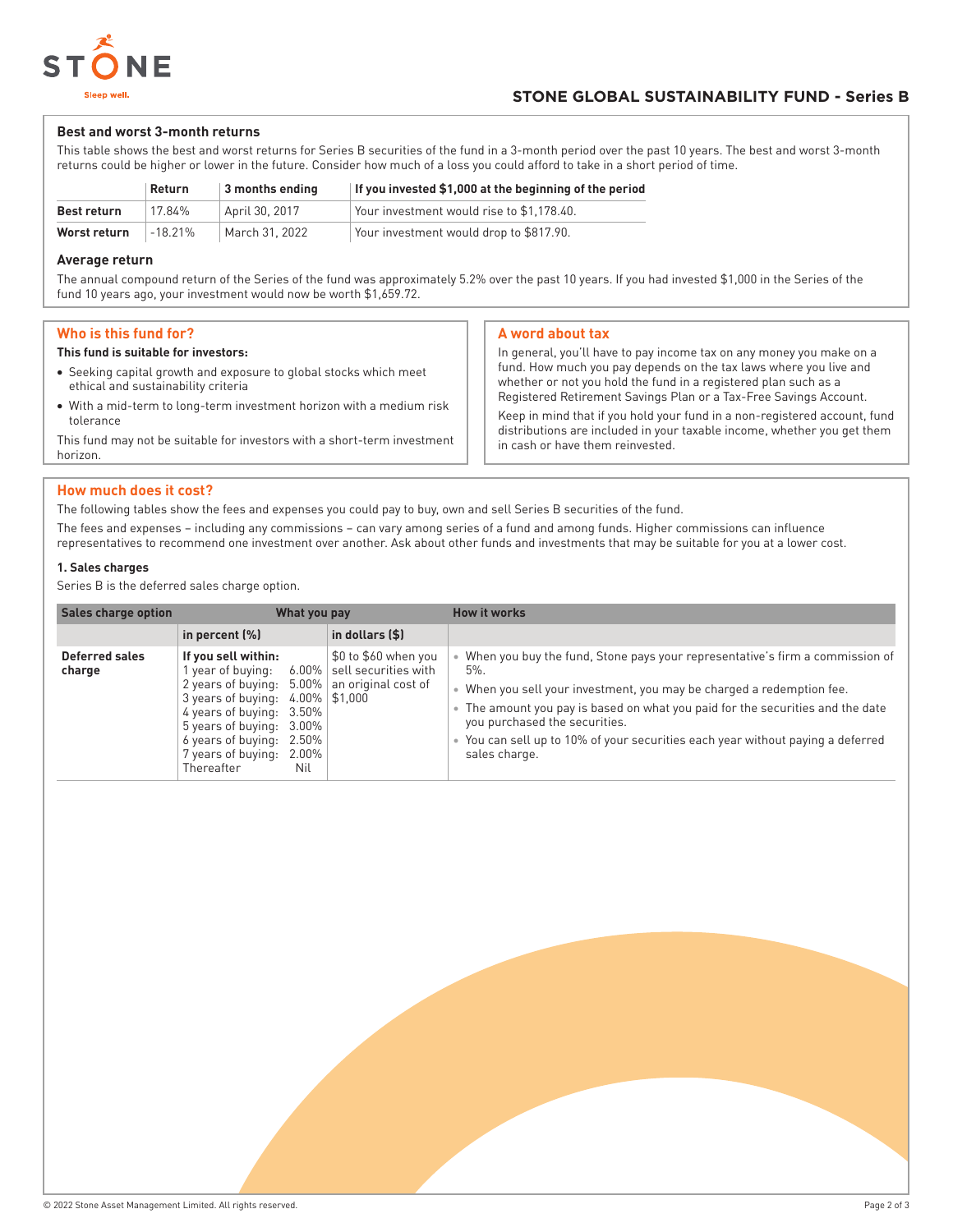## STONE GLOBAL SUSTAINABILITY FUND - Series B

### Best and worst 3-month returns

This table shows the best and worst returns for Series B securities of the fund in a 3-month period over the past 10 years. The best and worst 3-month returns could be higher or lower in the future. Consider how much of a loss you could afford to take in a short period of time.

| | Return | 3 months ending | If you invested $1,000 at the beginning of the period |
|---|---|---|---|
| **Best return** | 17.84% | April 30, 2017 | Your investment would rise to $1,178.40. |
| **Worst return** | -18.21% | March 31, 2022 | Your investment would drop to $817.90. |

### Average return

The annual compound return of the Series of the fund was approximately 5.2% over the past 10 years. If you had invested $1,000 in the Series of the fund 10 years ago, your investment would now be worth $1,659.72.

## Who is this fund for?

**This fund is suitable for investors:**

- Seeking capital growth and exposure to global stocks which meet ethical and sustainability criteria
- With a mid-term to long-term investment horizon with a medium risk tolerance

This fund may not be suitable for investors with a short-term investment horizon.

## A word about tax

In general, you'll have to pay income tax on any money you make on a fund. How much you pay depends on the tax laws where you live and whether or not you hold the fund in a registered plan such as a Registered Retirement Savings Plan or a Tax-Free Savings Account.

Keep in mind that if you hold your fund in a non-registered account, fund distributions are included in your taxable income, whether you get them in cash or have them reinvested.

## How much does it cost?

The following tables show the fees and expenses you could pay to buy, own and sell Series B securities of the fund.

The fees and expenses – including any commissions – can vary among series of a fund and among funds. Higher commissions can influence representatives to recommend one investment over another. Ask about other funds and investments that may be suitable for you at a lower cost.

### 1. Sales charges

Series B is the deferred sales charge option.

| Sales charge option | What you pay | | How it works |
|---|---|---|---|
| | in percent (%) | in dollars ($) | |
| **Deferred sales charge** | **If you sell within:**<br>1 year of buying: 6.00%<br>2 years of buying: 5.00%<br>3 years of buying: 4.00%<br>4 years of buying: 3.50%<br>5 years of buying: 3.00%<br>6 years of buying: 2.50%<br>7 years of buying: 2.00%<br>Thereafter Nil | $0 to $60 when you sell securities with an original cost of $1,000 | • When you buy the fund, Stone pays your representative's firm a commission of 5%.<br>• When you sell your investment, you may be charged a redemption fee.<br>• The amount you pay is based on what you paid for the securities and the date you purchased the securities.<br>• You can sell up to 10% of your securities each year without paying a deferred sales charge. |

© 2022 Stone Asset Management Limited. All rights reserved.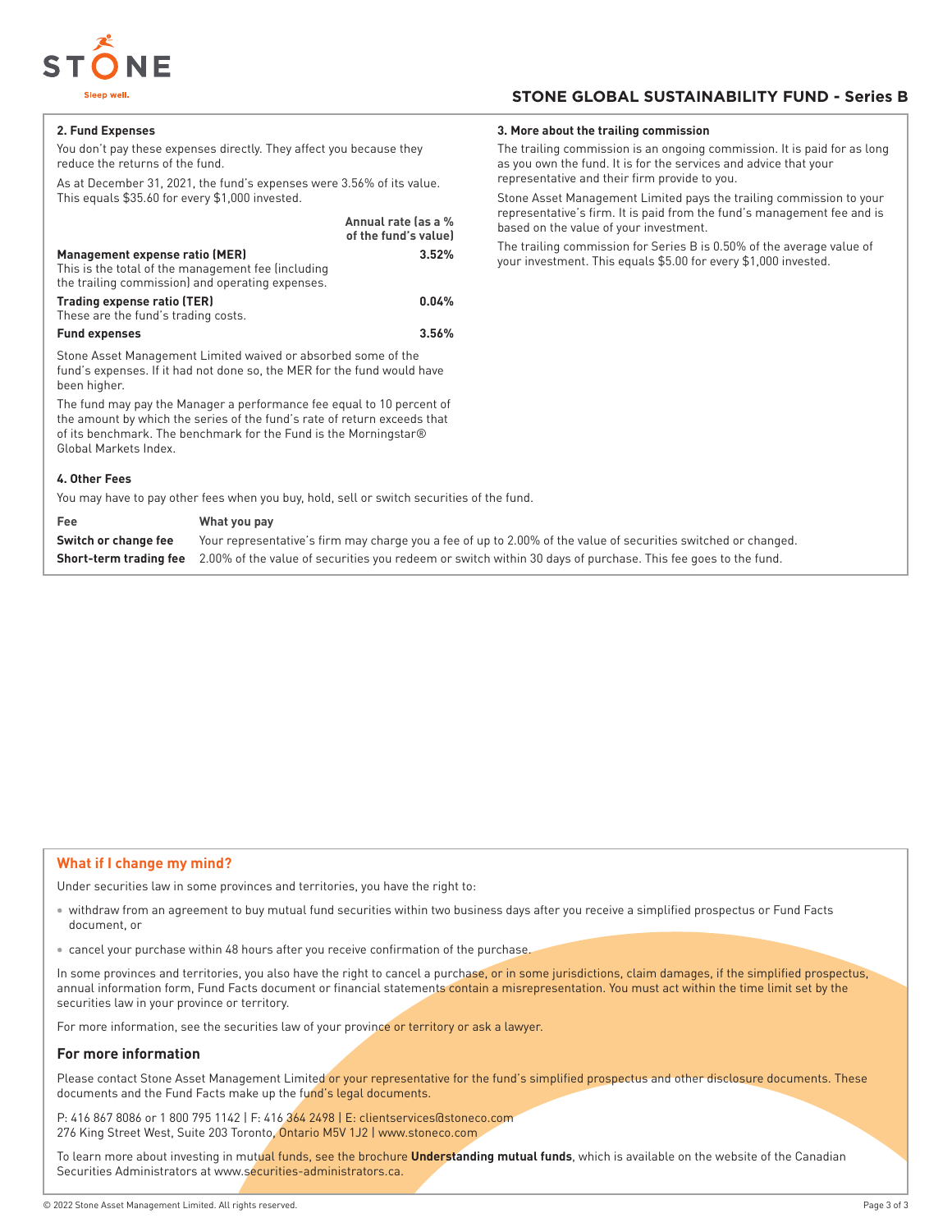## STONE GLOBAL SUSTAINABILITY FUND - Series B

### 2. Fund Expenses

You don't pay these expenses directly. They affect you because they reduce the returns of the fund.

As at December 31, 2021, the fund's expenses were 3.56% of its value. This equals $35.60 for every $1,000 invested.

| | Annual rate (as a % of the fund's value) |
|---|---|
| **Management expense ratio (MER)**<br>This is the total of the management fee (including the trailing commission) and operating expenses. | **3.52%** |
| **Trading expense ratio (TER)**<br>These are the fund's trading costs. | **0.04%** |
| **Fund expenses** | **3.56%** |

Stone Asset Management Limited waived or absorbed some of the fund's expenses. If it had not done so, the MER for the fund would have been higher.

The fund may pay the Manager a performance fee equal to 10 percent of the amount by which the series of the fund's rate of return exceeds that of its benchmark. The benchmark for the Fund is the Morningstar® Global Markets Index.

### 3. More about the trailing commission

The trailing commission is an ongoing commission. It is paid for as long as you own the fund. It is for the services and advice that your representative and their firm provide to you.

Stone Asset Management Limited pays the trailing commission to your representative's firm. It is paid from the fund's management fee and is based on the value of your investment.

The trailing commission for Series B is 0.50% of the average value of your investment. This equals $5.00 for every $1,000 invested.

### 4. Other Fees

You may have to pay other fees when you buy, hold, sell or switch securities of the fund.

| Fee | What you pay |
|---|---|
| **Switch or change fee** | Your representative's firm may charge you a fee of up to 2.00% of the value of securities switched or changed. |
| **Short-term trading fee** | 2.00% of the value of securities you redeem or switch within 30 days of purchase. This fee goes to the fund. |

## What if I change my mind?

Under securities law in some provinces and territories, you have the right to:

- withdraw from an agreement to buy mutual fund securities within two business days after you receive a simplified prospectus or Fund Facts document, or
- cancel your purchase within 48 hours after you receive confirmation of the purchase.

In some provinces and territories, you also have the right to cancel a purchase, or in some jurisdictions, claim damages, if the simplified prospectus, annual information form, Fund Facts document or financial statements contain a misrepresentation. You must act within the time limit set by the securities law in your province or territory.

For more information, see the securities law of your province or territory or ask a lawyer.

## For more information

Please contact Stone Asset Management Limited or your representative for the fund's simplified prospectus and other disclosure documents. These documents and the Fund Facts make up the fund's legal documents.

P: 416 867 8086 or 1 800 795 1142 | F: 416 364 2498 | E: clientservices@stoneco.com
276 King Street West, Suite 203 Toronto, Ontario M5V 1J2 | www.stoneco.com

To learn more about investing in mutual funds, see the brochure **Understanding mutual funds**, which is available on the website of the Canadian Securities Administrators at www.securities-administrators.ca.

© 2022 Stone Asset Management Limited. All rights reserved.